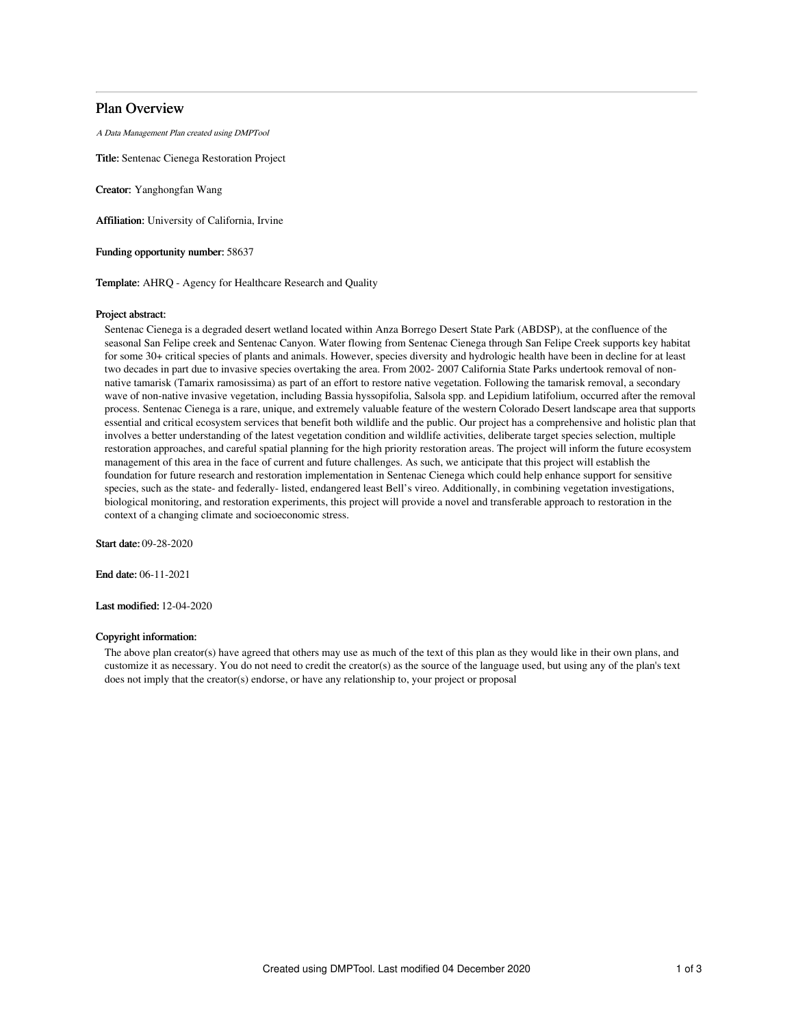# Plan Overview

*A Data Management Plan created using DMPTool*

**Title:** Sentenac Cienega Restoration Project

**Creator:** Yanghongfan Wang

**Affiliation:** University of California, Irvine

**Funding opportunity number:** 58637

**Template:** AHRQ - Agency for Healthcare Research and Quality

**Project abstract:**

Sentenac Cienega is a degraded desert wetland located within Anza Borrego Desert State Park (ABDSP), at the confluence of the seasonal San Felipe creek and Sentenac Canyon. Water flowing from Sentenac Cienega through San Felipe Creek supports key habitat for some 30+ critical species of plants and animals. However, species diversity and hydrologic health have been in decline for at least two decades in part due to invasive species overtaking the area. From 2002- 2007 California State Parks undertook removal of non-native tamarisk (Tamarix ramosissima) as part of an effort to restore native vegetation. Following the tamarisk removal, a secondary wave of non-native invasive vegetation, including Bassia hyssopifolia, Salsola spp. and Lepidium latifolium, occurred after the removal process. Sentenac Cienega is a rare, unique, and extremely valuable feature of the western Colorado Desert landscape area that supports essential and critical ecosystem services that benefit both wildlife and the public. Our project has a comprehensive and holistic plan that involves a better understanding of the latest vegetation condition and wildlife activities, deliberate target species selection, multiple restoration approaches, and careful spatial planning for the high priority restoration areas. The project will inform the future ecosystem management of this area in the face of current and future challenges. As such, we anticipate that this project will establish the foundation for future research and restoration implementation in Sentenac Cienega which could help enhance support for sensitive species, such as the state- and federally- listed, endangered least Bell's vireo. Additionally, in combining vegetation investigations, biological monitoring, and restoration experiments, this project will provide a novel and transferable approach to restoration in the context of a changing climate and socioeconomic stress.

**Start date:** 09-28-2020

**End date:** 06-11-2021

**Last modified:** 12-04-2020

**Copyright information:**

The above plan creator(s) have agreed that others may use as much of the text of this plan as they would like in their own plans, and customize it as necessary. You do not need to credit the creator(s) as the source of the language used, but using any of the plan's text does not imply that the creator(s) endorse, or have any relationship to, your project or proposal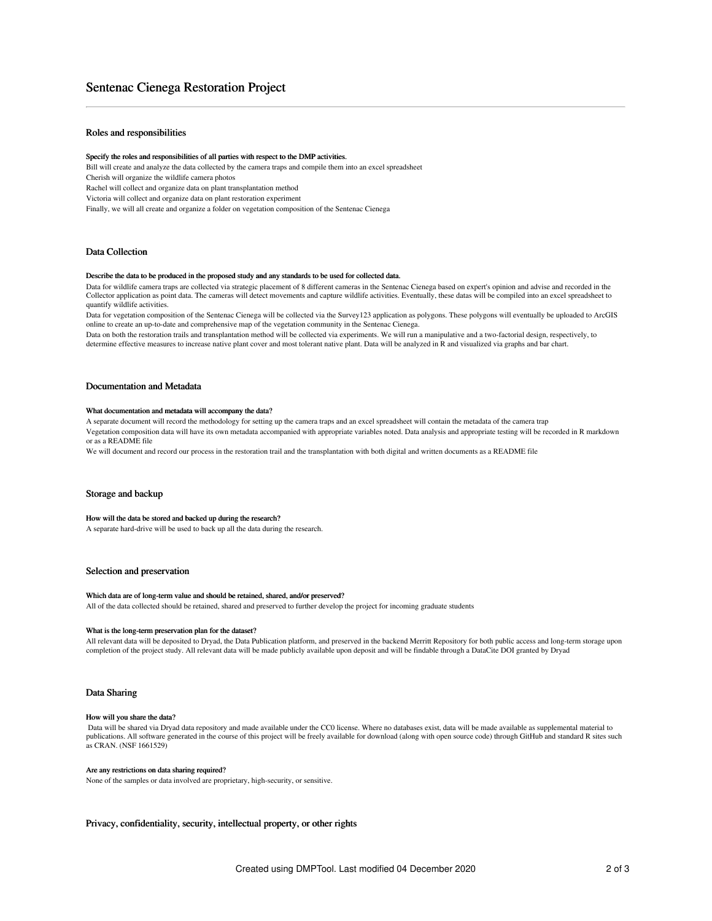# Sentenac Cienega Restoration Project

## Roles and responsibilities

#### Specify the roles and responsibilities of all parties with respect to the DMP activities.

Bill will create and analyze the data collected by the camera traps and compile them into an excel spreadsheet

Cherish will organize the wildlife camera photos

Rachel will collect and organize data on plant transplantation method

Victoria will collect and organize data on plant restoration experiment

Finally, we will all create and organize a folder on vegetation composition of the Sentenac Cienega

## Data Collection

#### Describe the data to be produced in the proposed study and any standards to be used for collected data.

Data for wildlife camera traps are collected via strategic placement of 8 different cameras in the Sentenac Cienega based on expert's opinion and advise and recorded in the Collector application as point data. The cameras will detect movements and capture wildlife activities. Eventually, these datas will be compiled into an excel spreadsheet to quantify wildlife activities.

Data for vegetation composition of the Sentenac Cienega will be collected via the Survey123 application as polygons. These polygons will eventually be uploaded to ArcGIS online to create an up-to-date and comprehensive map of the vegetation community in the Sentenac Cienega.

Data on both the restoration trails and transplantation method will be collected via experiments. We will run a manipulative and a two-factorial design, respectively, to determine effective measures to increase native plant cover and most tolerant native plant. Data will be analyzed in R and visualized via graphs and bar chart.

## Documentation and Metadata

#### What documentation and metadata will accompany the data?

A separate document will record the methodology for setting up the camera traps and an excel spreadsheet will contain the metadata of the camera trap

Vegetation composition data will have its own metadata accompanied with appropriate variables noted. Data analysis and appropriate testing will be recorded in R markdown or as a README file

We will document and record our process in the restoration trail and the transplantation with both digital and written documents as a README file

## Storage and backup

#### How will the data be stored and backed up during the research?

A separate hard-drive will be used to back up all the data during the research.

## Selection and preservation

#### Which data are of long-term value and should be retained, shared, and/or preserved?

All of the data collected should be retained, shared and preserved to further develop the project for incoming graduate students

#### What is the long-term preservation plan for the dataset?

All relevant data will be deposited to Dryad, the Data Publication platform, and preserved in the backend Merritt Repository for both public access and long-term storage upon completion of the project study. All relevant data will be made publicly available upon deposit and will be findable through a DataCite DOI granted by Dryad

## Data Sharing

#### How will you share the data?

Data will be shared via Dryad data repository and made available under the CC0 license. Where no databases exist, data will be made available as supplemental material to publications. All software generated in the course of this project will be freely available for download (along with open source code) through GitHub and standard R sites such as CRAN. (NSF 1661529)

#### Are any restrictions on data sharing required?

None of the samples or data involved are proprietary, high-security, or sensitive.

## Privacy, confidentiality, security, intellectual property, or other rights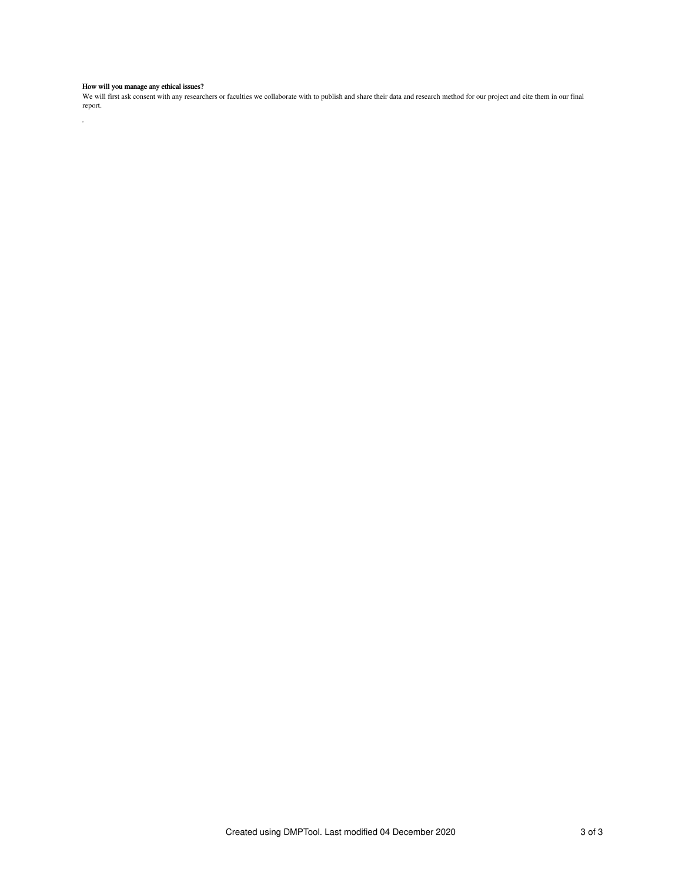**How will you manage any ethical issues?**

We will first ask consent with any researchers or faculties we collaborate with to publish and share their data and research method for our project and cite them in our final report.